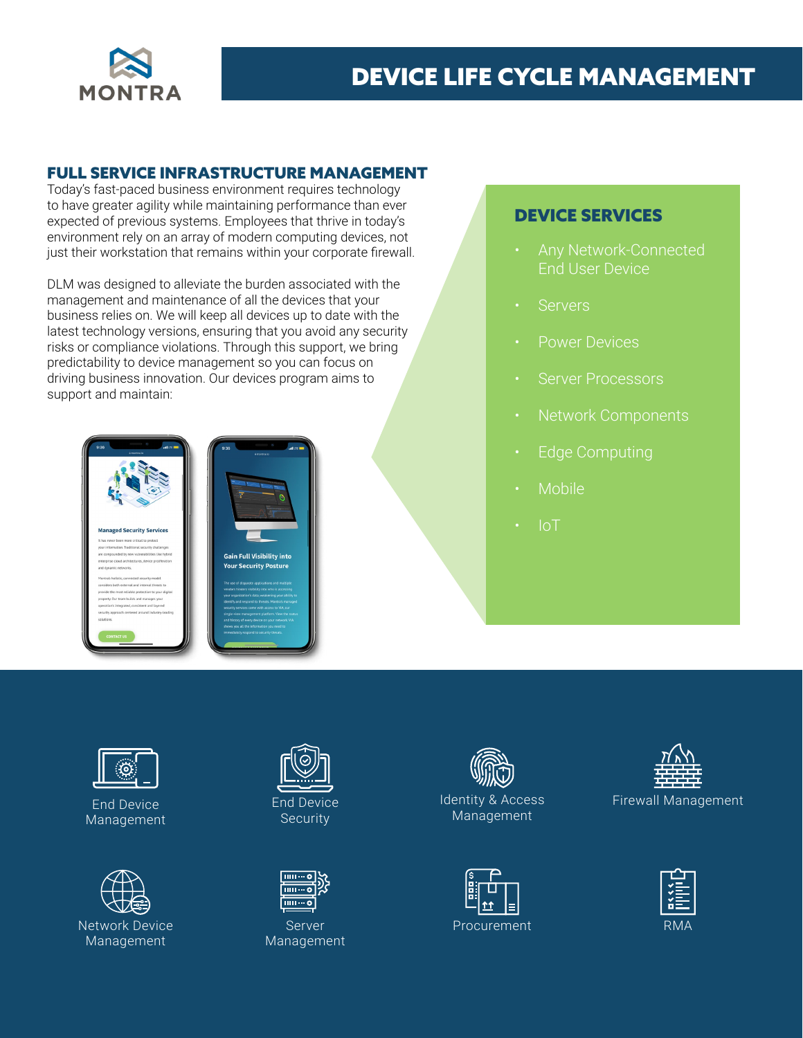MONTRA

# DEVICE LIFE CYCLE MANAGEMENT

## FULL SERVICE INFRASTRUCTURE MANAGEMENT

Today's fast-paced business environment requires technology to have greater agility while maintaining performance than ever expected of previous systems. Employees that thrive in today's environment rely on an array of modern computing devices, not just their workstation that remains within your corporate firewall.

DLM was designed to alleviate the burden associated with the management and maintenance of all the devices that your business relies on. We will keep all devices up to date with the latest technology versions, ensuring that you avoid any security risks or compliance violations. Through this support, we bring predictability to device management so you can focus on driving business innovation. Our devices program aims to support and maintain:

### DEVICE SERVICES

- Any Network-Connected End User Device
- Servers
- Power Devices
- Server Processors
- Network Components
- Edge Computing
- Mobile
- IoT

End Device Management

End Device Security

Identity & Access Management

Firewall Management

Network Device Management

Server Management

Procurement

RMA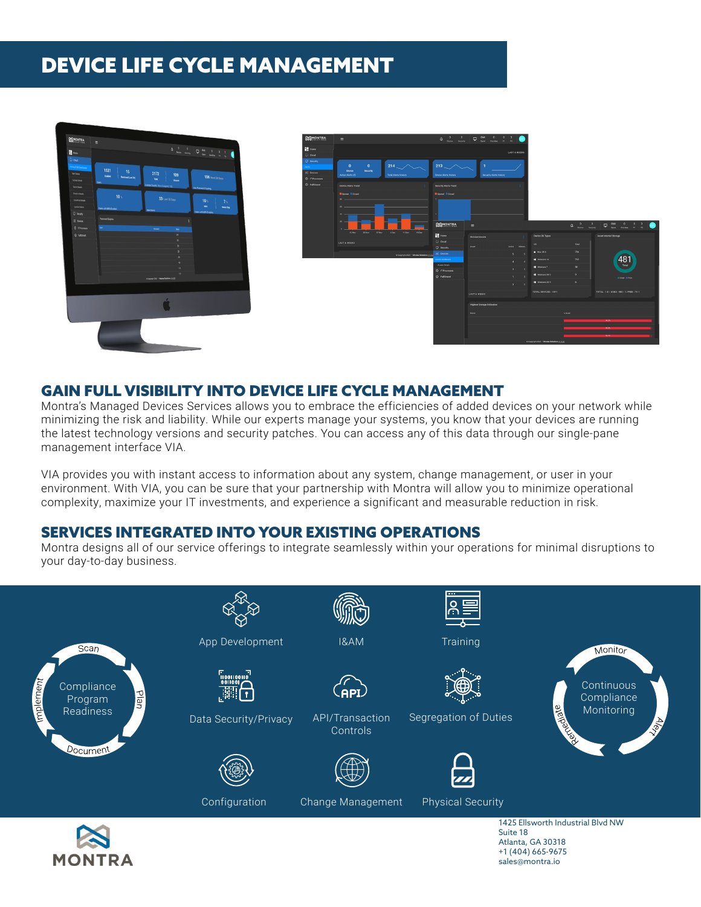# DEVICE LIFE CYCLE MANAGEMENT

## GAIN FULL VISIBILITY INTO DEVICE LIFE CYCLE MANAGEMENT

Montra's Managed Devices Services allows you to embrace the efficiencies of added devices on your network while minimizing the risk and liability. While our experts manage your systems, you know that your devices are running the latest technology versions and security patches. You can access any of this data through our single-pane management interface VIA.

VIA provides you with instant access to information about any system, change management, or user in your environment. With VIA, you can be sure that your partnership with Montra will allow you to minimize operational complexity, maximize your IT investments, and experience a significant and measurable reduction in risk.

## SERVICES INTEGRATED INTO YOUR EXISTING OPERATIONS

Montra designs all of our service offerings to integrate seamlessly within your operations for minimal disruptions to your day-to-day business.

Compliance Program Readiness

Scan
Plan
Document
Implement

- App Development
- I&AM
- Training
- Data Security/Privacy
- API/Transaction Controls
- Segregation of Duties
- Configuration
- Change Management
- Physical Security

Continuous Compliance Monitoring

Monitor
Alert
Remediate

MONTRA

1425 Ellsworth Industrial Blvd NW
Suite 18
Atlanta, GA 30318
+1 (404) 665-9675
sales@montra.io